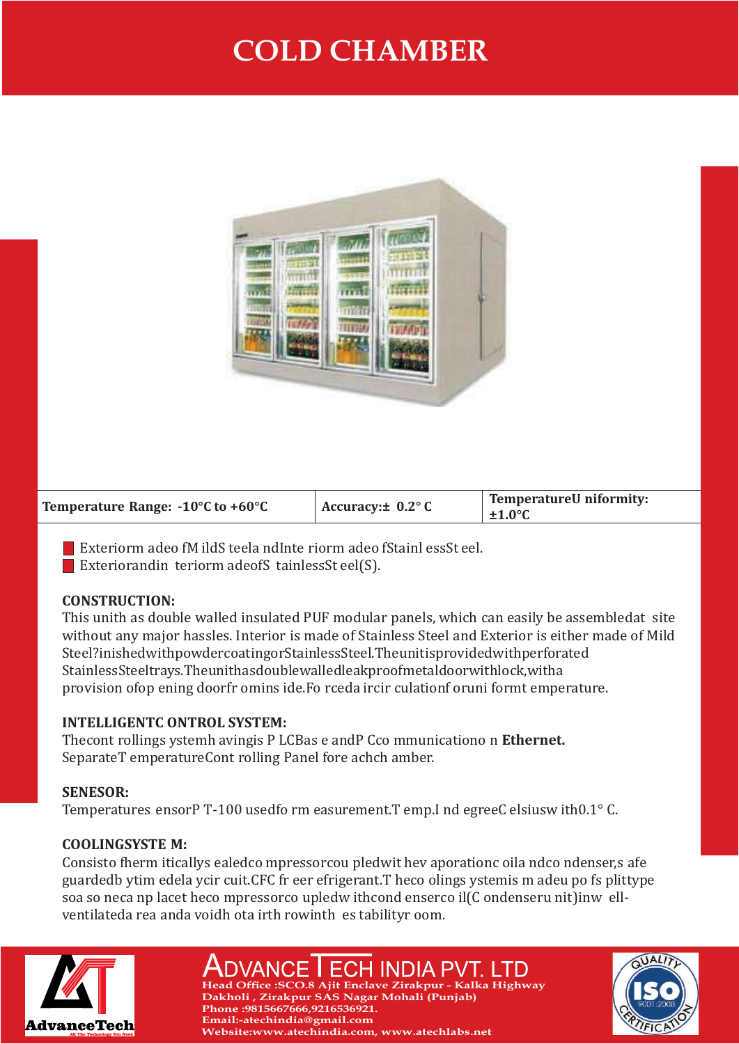# COLD CHAMBER

| Temperature Range: -10°C to +60°C | Accuracy:± 0.2° C | TemperatureU niformity: ±1.0°C |
|---|---|---|

- Exteriorm adeo fM ildS teela ndInte riorm adeo fStainl essSt eel.
- Exteriorandin teriorm adeofS tainlessSt eel(S).

**CONSTRUCTION:**
This unith as double walled insulated PUF modular panels, which can easily be assembledat site without any major hassles. Interior is made of Stainless Steel and Exterior is either made of Mild Steel?inishedwithpowdercoatingorStainlessSteel.Theunitisprovidedwithperforated StainlessSteeltrays.Theunithasdoublewalledleakproofmetaldoorwithlock,witha provision ofop ening doorfr omins ide.Fo rceda ircir culationf oruni formt emperature.

**INTELLIGENTC ONTROL SYSTEM:**
Thecont rollings ystemh avingis P LCBas e andP Cco mmunicationo n **Ethernet.**
SeparateT emperatureCont rolling Panel fore achch amber.

**SENESOR:**
Temperatures ensorP T-100 usedfo rm easurement.T emp.I nd egreeC elsiusw ith0.1° C.

**COOLINGSYSTE M:**
Consisto fherm iticallys ealedco mpressorcou pledwit hev aporationc oila ndco ndenser,s afe guardedb ytim edela ycir cuit.CFC fr eer efrigerant.T heco olings ystemis m adeu po fs plittype soa so neca np lacet heco mpressorco upledw ithcond enserco il(C ondenseru nit)inw ell-ventilateda rea anda voidh ota irth rowinth es tabilityr oom.

AdvanceTech
All The Technology You Need

ADVANCETECH INDIA PVT. LTD
Head Office :SCO.8 Ajit Enclave Zirakpur - Kalka Highway
Dakholi , Zirakpur SAS Nagar Mohali (Punjab)
Phone :9815667666,9216536921.
Email:-atechindia@gmail.com
Website:www.atechindia.com, www.atechlabs.net

QUALITY ISO 9001:2008 CERTIFICATION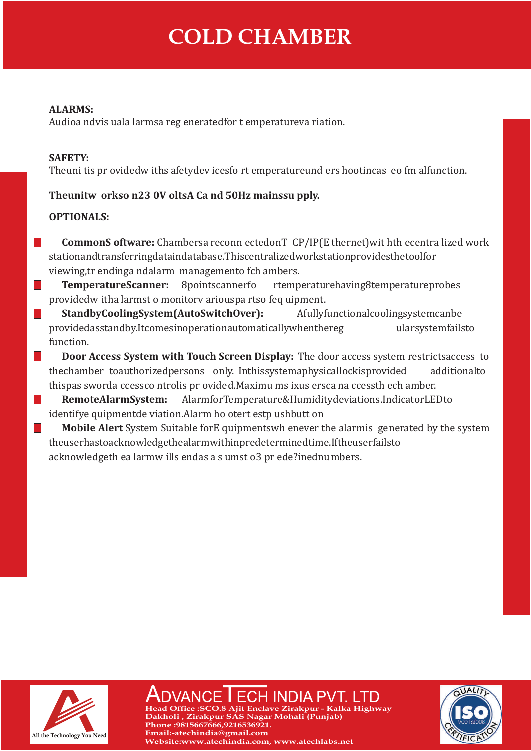# COLD CHAMBER

**ALARMS:**
Audio and visual alarms are generated for temperature variation.

**SAFETY:**
The unit is provided with safety devices for temperature undershoot in case of malfunction.

**The unit works on 230V olts AC and 50Hz mains supply.**

**OPTIONALS:**

- **Common Software:** Chambers are connected on TCP/IP (Ethernet) with the centralized work station and transferring data in database. This centralized workstation provides the tool for viewing, trending and alarm management of chambers.
- **Temperature Scanner:** 8 point scanner for temperature having 8 temperature probes provided with alarms to monitor various parts of equipment.
- **Standby Cooling System (Auto Switch Over):** A fully functional cooling system can be provided as standby. It comes in operation automatically when the regular system fails to function.
- **Door Access System with Touch Screen Display:** The door access system restricts access to the chamber to authorized persons only. In this system a physical lock is provided additional to this password access control is provided. Maximum six users can access the chamber.
- **Remote Alarm System:** Alarm for Temperature & Humidity deviations. Indicator LED to identify equipment deviation. Alarm hooter to stop push button
- **Mobile Alert** System Suitable for Equipments whenever the alarm is generated by the system the user has to acknowledge the alarm within predetermined time. If the user fails to acknowledge the alarm will send as a sms to 3 predefined numbers.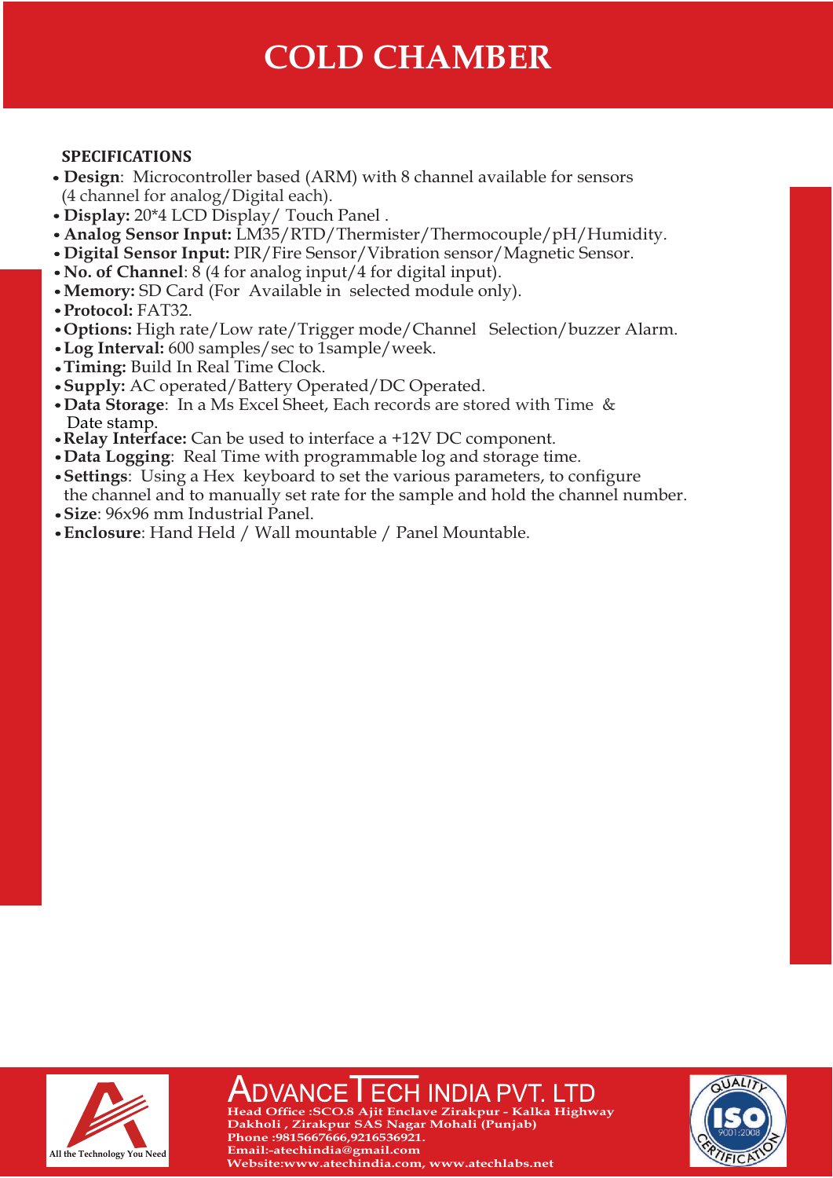# COLD CHAMBER

## SPECIFICATIONS

- **Design**: Microcontroller based (ARM) with 8 channel available for sensors (4 channel for analog/Digital each).
- **Display:** 20*4 LCD Display/ Touch Panel .
- **Analog Sensor Input:** LM35/RTD/Thermister/Thermocouple/pH/Humidity.
- **Digital Sensor Input:** PIR/Fire Sensor/Vibration sensor/Magnetic Sensor.
- **No. of Channel**: 8 (4 for analog input/4 for digital input).
- **Memory:** SD Card (For Available in selected module only).
- **Protocol:** FAT32.
- **Options:** High rate/Low rate/Trigger mode/Channel Selection/buzzer Alarm.
- **Log Interval:** 600 samples/sec to 1sample/week.
- **Timing:** Build In Real Time Clock.
- **Supply:** AC operated/Battery Operated/DC Operated.
- **Data Storage**: In a Ms Excel Sheet, Each records are stored with Time & Date stamp.
- **Relay Interface:** Can be used to interface a +12V DC component.
- **Data Logging**: Real Time with programmable log and storage time.
- **Settings**: Using a Hex keyboard to set the various parameters, to configure the channel and to manually set rate for the sample and hold the channel number.
- **Size**: 96x96 mm Industrial Panel.
- **Enclosure**: Hand Held / Wall mountable / Panel Mountable.

All the Technology You Need

ADVANCE TECH INDIA PVT. LTD

Head Office :SCO.8 Ajit Enclave Zirakpur - Kalka Highway Dakholi , Zirakpur SAS Nagar Mohali (Punjab)

Phone :9815667666,9216536921.

Email:-atechindia@gmail.com

Website:www.atechindia.com, www.atechlabs.net

QUALITY ISO 9001:2008 CERTIFICATION